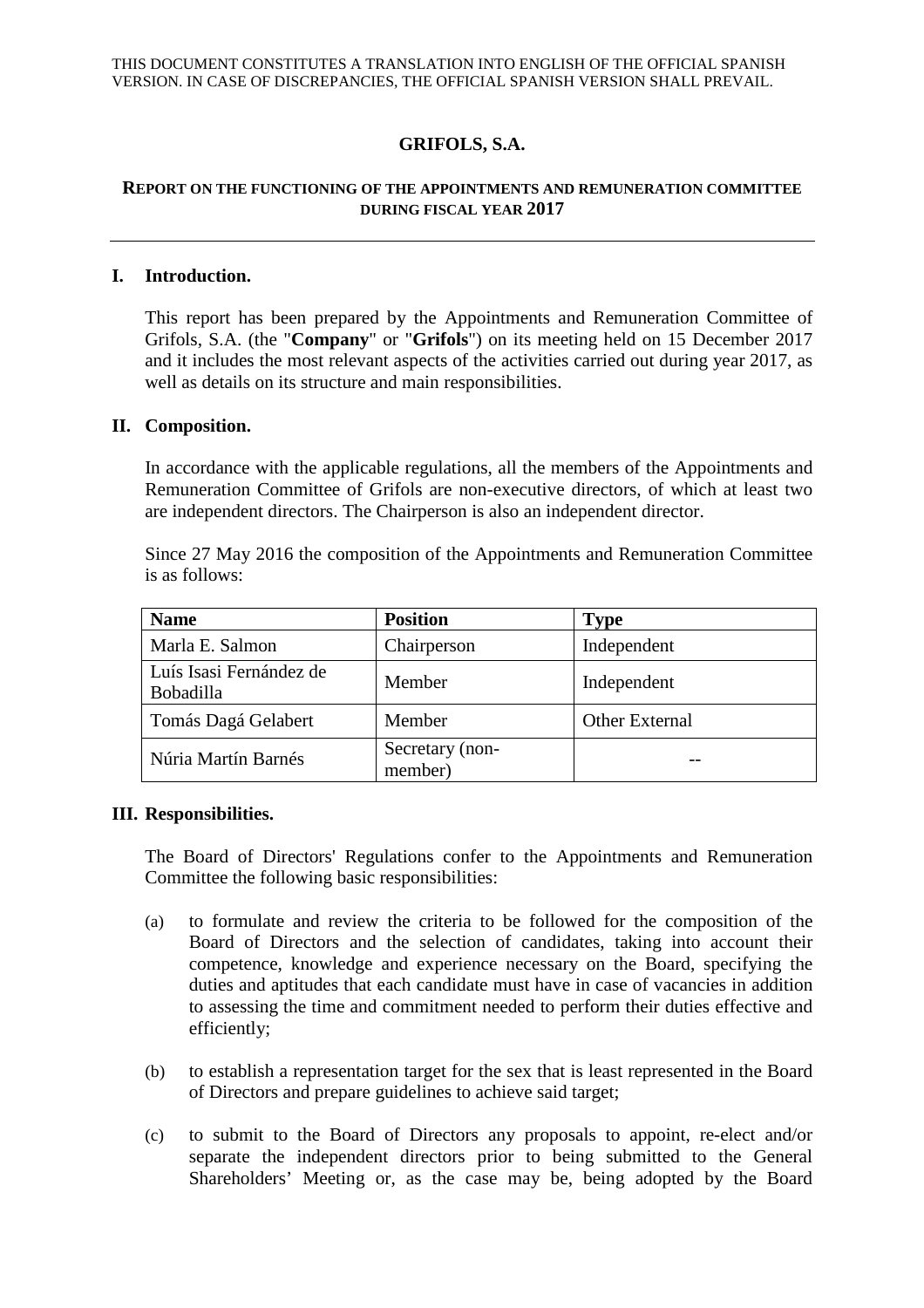THIS DOCUMENT CONSTITUTES A TRANSLATION INTO ENGLISH OF THE OFFICIAL SPANISH VERSION. IN CASE OF DISCREPANCIES, THE OFFICIAL SPANISH VERSION SHALL PREVAIL.

# GRIFOLS, S.A.

## REPORT ON THE FUNCTIONING OF THE APPOINTMENTS AND REMUNERATION COMMITTEE DURING FISCAL YEAR 2017

---

### I. Introduction.

This report has been prepared by the Appointments and Remuneration Committee of Grifols, S.A. (the "**Company**" or "**Grifols**") on its meeting held on 15 December 2017 and it includes the most relevant aspects of the activities carried out during year 2017, as well as details on its structure and main responsibilities.

### II. Composition.

In accordance with the applicable regulations, all the members of the Appointments and Remuneration Committee of Grifols are non-executive directors, of which at least two are independent directors. The Chairperson is also an independent director.

Since 27 May 2016 the composition of the Appointments and Remuneration Committee is as follows:

| Name | Position | Type |
|---|---|---|
| Marla E. Salmon | Chairperson | Independent |
| Luís Isasi Fernández de Bobadilla | Member | Independent |
| Tomás Dagá Gelabert | Member | Other External |
| Núria Martín Barnés | Secretary (non-member) | -- |

### III. Responsibilities.

The Board of Directors' Regulations confer to the Appointments and Remuneration Committee the following basic responsibilities:

(a) to formulate and review the criteria to be followed for the composition of the Board of Directors and the selection of candidates, taking into account their competence, knowledge and experience necessary on the Board, specifying the duties and aptitudes that each candidate must have in case of vacancies in addition to assessing the time and commitment needed to perform their duties effective and efficiently;

(b) to establish a representation target for the sex that is least represented in the Board of Directors and prepare guidelines to achieve said target;

(c) to submit to the Board of Directors any proposals to appoint, re-elect and/or separate the independent directors prior to being submitted to the General Shareholders' Meeting or, as the case may be, being adopted by the Board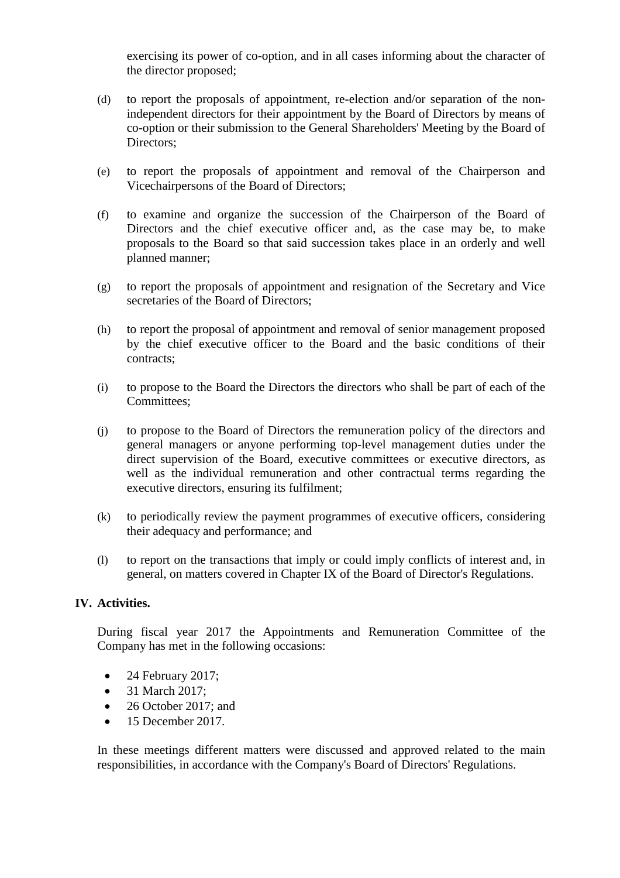exercising its power of co-option, and in all cases informing about the character of the director proposed;

(d) to report the proposals of appointment, re-election and/or separation of the non-independent directors for their appointment by the Board of Directors by means of co-option or their submission to the General Shareholders' Meeting by the Board of Directors;

(e) to report the proposals of appointment and removal of the Chairperson and Vicechairpersons of the Board of Directors;

(f) to examine and organize the succession of the Chairperson of the Board of Directors and the chief executive officer and, as the case may be, to make proposals to the Board so that said succession takes place in an orderly and well planned manner;

(g) to report the proposals of appointment and resignation of the Secretary and Vice secretaries of the Board of Directors;

(h) to report the proposal of appointment and removal of senior management proposed by the chief executive officer to the Board and the basic conditions of their contracts;

(i) to propose to the Board the Directors the directors who shall be part of each of the Committees;

(j) to propose to the Board of Directors the remuneration policy of the directors and general managers or anyone performing top-level management duties under the direct supervision of the Board, executive committees or executive directors, as well as the individual remuneration and other contractual terms regarding the executive directors, ensuring its fulfilment;

(k) to periodically review the payment programmes of executive officers, considering their adequacy and performance; and

(l) to report on the transactions that imply or could imply conflicts of interest and, in general, on matters covered in Chapter IX of the Board of Director's Regulations.

## IV. Activities.

During fiscal year 2017 the Appointments and Remuneration Committee of the Company has met in the following occasions:

- 24 February 2017;
- 31 March 2017;
- 26 October 2017; and
- 15 December 2017.

In these meetings different matters were discussed and approved related to the main responsibilities, in accordance with the Company's Board of Directors' Regulations.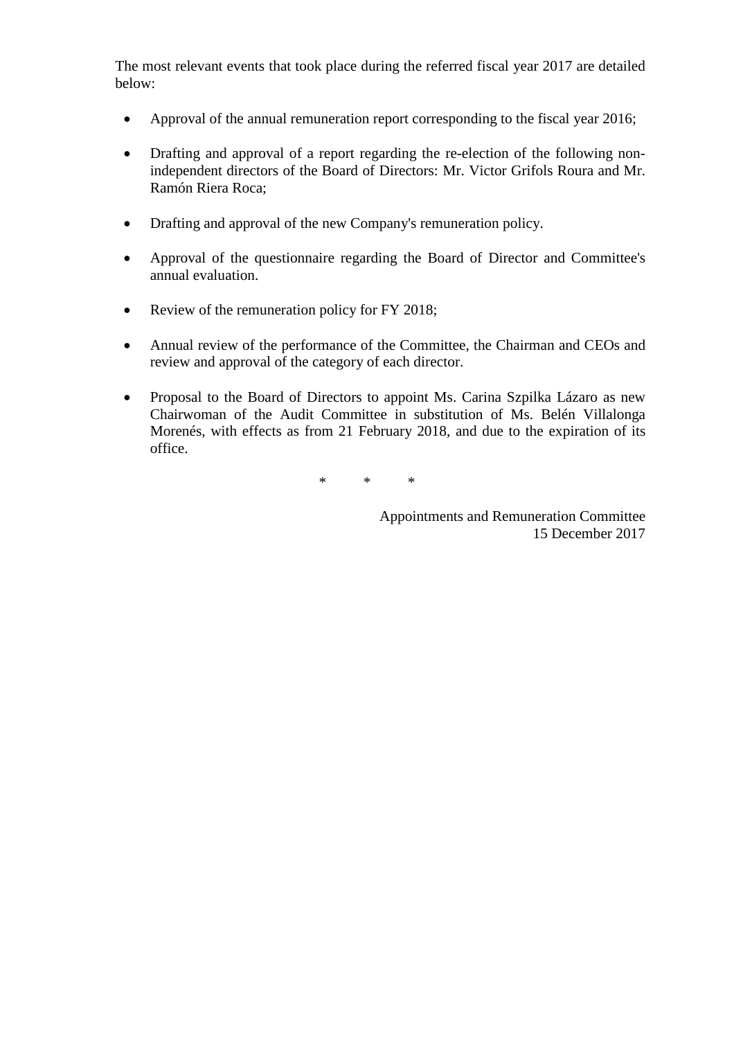The most relevant events that took place during the referred fiscal year 2017 are detailed below:

- Approval of the annual remuneration report corresponding to the fiscal year 2016;

- Drafting and approval of a report regarding the re-election of the following non-independent directors of the Board of Directors: Mr. Victor Grifols Roura and Mr. Ramón Riera Roca;

- Drafting and approval of the new Company's remuneration policy.

- Approval of the questionnaire regarding the Board of Director and Committee's annual evaluation.

- Review of the remuneration policy for FY 2018;

- Annual review of the performance of the Committee, the Chairman and CEOs and review and approval of the category of each director.

- Proposal to the Board of Directors to appoint Ms. Carina Szpilka Lázaro as new Chairwoman of the Audit Committee in substitution of Ms. Belén Villalonga Morenés, with effects as from 21 February 2018, and due to the expiration of its office.

\*        \*        \*

Appointments and Remuneration Committee
15 December 2017